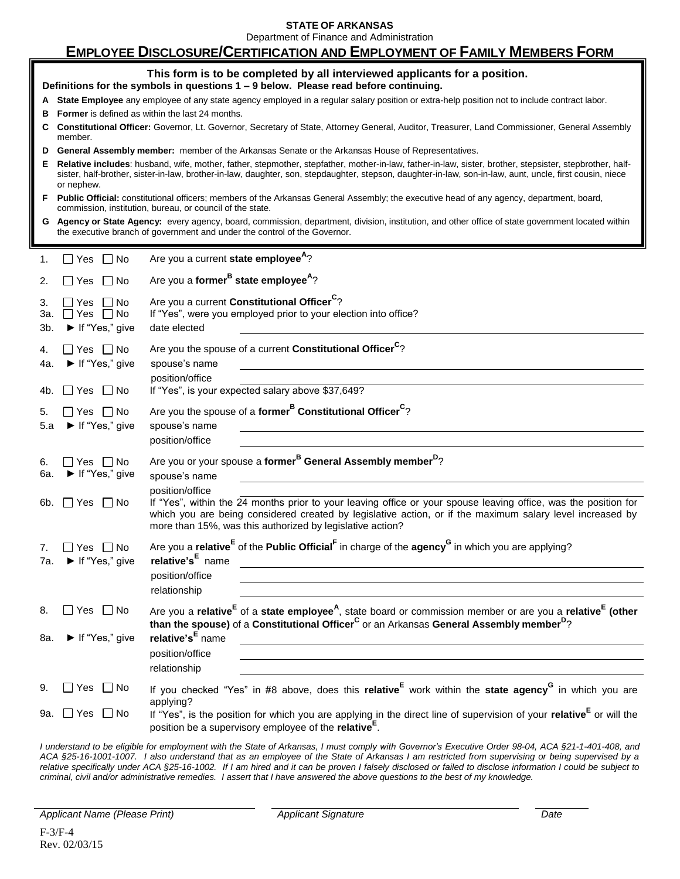**STATE OF ARKANSAS**

Department of Finance and Administration

# EMPLOYEE DISCLOSURE/CERTIFICATION AND EMPLOYMENT OF FAMILY MEMBERS FORM

**This form is to be completed by all interviewed applicants for a position.**

**Definitions for the symbols in questions 1 – 9 below. Please read before continuing.**

- **A** **State Employee** any employee of any state agency employed in a regular salary position or extra-help position not to include contract labor.
- **B** **Former** is defined as within the last 24 months.
- **C** **Constitutional Officer:** Governor, Lt. Governor, Secretary of State, Attorney General, Auditor, Treasurer, Land Commissioner, General Assembly member.
- **D** **General Assembly member:** member of the Arkansas Senate or the Arkansas House of Representatives.
- **E** **Relative includes**: husband, wife, mother, father, stepmother, stepfather, mother-in-law, father-in-law, sister, brother, stepsister, stepbrother, half-sister, half-brother, sister-in-law, brother-in-law, daughter, son, stepdaughter, stepson, daughter-in-law, son-in-law, aunt, uncle, first cousin, niece or nephew.
- **F** **Public Official:** constitutional officers; members of the Arkansas General Assembly; the executive head of any agency, department, board, commission, institution, bureau, or council of the state.
- **G** **Agency or State Agency:** every agency, board, commission, department, division, institution, and other office of state government located within the executive branch of government and under the control of the Governor.

1. ☐ Yes ☐ No Are you a current **state employee**[A]?

2. ☐ Yes ☐ No Are you a **former**[B] **state employee**[A]?

3. ☐ Yes ☐ No Are you a current **Constitutional Officer**[C]?
3a. ☐ Yes ☐ No If "Yes", were you employed prior to your election into office?
3b. ► If "Yes," give date elected ____________________

4. ☐ Yes ☐ No Are you the spouse of a current **Constitutional Officer**[C]?
4a. ► If "Yes," give spouse's name ____________________
position/office ____________________
4b. ☐ Yes ☐ No If "Yes", is your expected salary above $37,649?

5. ☐ Yes ☐ No Are you the spouse of a **former**[B] **Constitutional Officer**[C]?
5.a ► If "Yes," give spouse's name ____________________
position/office ____________________

6. ☐ Yes ☐ No Are you or your spouse a **former**[B] **General Assembly member**[D]?
6a. ► If "Yes," give spouse's name ____________________
position/office ____________________
6b. ☐ Yes ☐ No If "Yes", within the 24 months prior to your leaving office or your spouse leaving office, was the position for which you are being considered created by legislative action, or if the maximum salary level increased by more than 15%, was this authorized by legislative action?

7. ☐ Yes ☐ No Are you a **relative**[E] of the **Public Official**[F] in charge of the **agency**[G] in which you are applying?
7a. ► If "Yes," give **relative's**[E] name ____________________
position/office ____________________
relationship ____________________

8. ☐ Yes ☐ No Are you a **relative**[E] of a **state employee**[A], state board or commission member or are you a **relative**[E] **(other than the spouse)** of a **Constitutional Officer**[C] or an Arkansas **General Assembly member**[D]?
8a. ► If "Yes," give **relative's**[E] name ____________________
position/office ____________________
relationship ____________________

9. ☐ Yes ☐ No If you checked "Yes" in #8 above, does this **relative**[E] work within the **state agency**[G] in which you are applying?
9a. ☐ Yes ☐ No If "Yes", is the position for which you are applying in the direct line of supervision of your **relative**[E] or will the position be a supervisory employee of the **relative**[E].

*I understand to be eligible for employment with the State of Arkansas, I must comply with Governor's Executive Order 98-04, ACA §21-1-401-408, and ACA §25-16-1001-1007. I also understand that as an employee of the State of Arkansas I am restricted from supervising or being supervised by a relative specifically under ACA §25-16-1002. If I am hired and it can be proven I falsely disclosed or failed to disclose information I could be subject to criminal, civil and/or administrative remedies. I assert that I have answered the above questions to the best of my knowledge.*

____________________ ____________________ __________

*Applicant Name (Please Print)* *Applicant Signature* *Date*

F-3/F-4
Rev. 02/03/15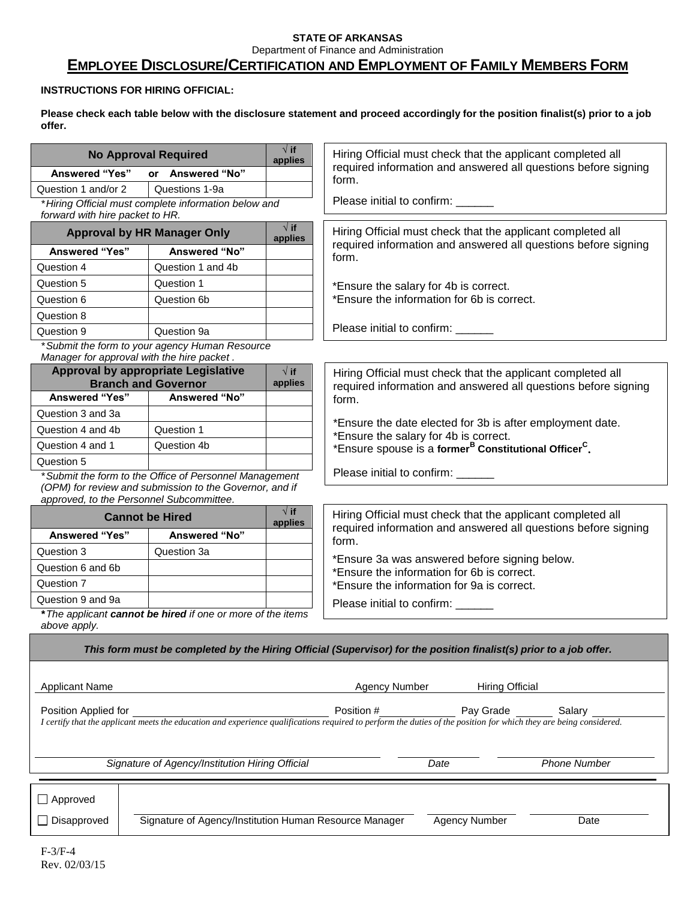**STATE OF ARKANSAS**
Department of Finance and Administration

# EMPLOYEE DISCLOSURE/CERTIFICATION AND EMPLOYMENT OF FAMILY MEMBERS FORM

**INSTRUCTIONS FOR HIRING OFFICIAL:**

**Please check each table below with the disclosure statement and proceed accordingly for the position finalist(s) prior to a job offer.**

| No Approval Required | | √ if applies |
|---|---|---|
| Answered "Yes" or | Answered "No" | |
| Question 1 and/or 2 | Questions 1-9a | |

**Hiring Official must complete information below and forward with hire packet to HR.*

Hiring Official must check that the applicant completed all required information and answered all questions before signing form.

Please initial to confirm: ______

| Approval by HR Manager Only | | √ if applies |
|---|---|---|
| Answered "Yes" | Answered "No" | |
| Question 4 | Question 1 and 4b | |
| Question 5 | Question 1 | |
| Question 6 | Question 6b | |
| Question 8 | | |
| Question 9 | Question 9a | |

**Submit the form to your agency Human Resource Manager for approval with the hire packet .*

Hiring Official must check that the applicant completed all required information and answered all questions before signing form.

*Ensure the salary for 4b is correct.
*Ensure the information for 6b is correct.

Please initial to confirm: ______

| Approval by appropriate Legislative Branch and Governor | | √ if applies |
|---|---|---|
| Answered "Yes" | Answered "No" | |
| Question 3 and 3a | | |
| Question 4 and 4b | Question 1 | |
| Question 4 and 1 | Question 4b | |
| Question 5 | | |

**Submit the form to the Office of Personnel Management (OPM) for review and submission to the Governor, and if approved, to the Personnel Subcommittee.*

Hiring Official must check that the applicant completed all required information and answered all questions before signing form.

*Ensure the date elected for 3b is after employment date.
*Ensure the salary for 4b is correct.
*Ensure spouse is a **former[B] Constitutional Officer[C].**

Please initial to confirm: ______

| Cannot be Hired | | √ if applies |
|---|---|---|
| Answered "Yes" | Answered "No" | |
| Question 3 | Question 3a | |
| Question 6 and 6b | | |
| Question 7 | | |
| Question 9 and 9a | | |

***The applicant cannot be hired if one or more of the items above apply.***

Hiring Official must check that the applicant completed all required information and answered all questions before signing form.

*Ensure 3a was answered before signing below.
*Ensure the information for 6b is correct.
*Ensure the information for 9a is correct.

Please initial to confirm: ______

***This form must be completed by the Hiring Official (Supervisor) for the position finalist(s) prior to a job offer.***

Applicant Name ______________________ Agency Number ______ Hiring Official ______________________

Position Applied for ______________________ Position # ______ Pay Grade ______ Salary ______

*I certify that the applicant meets the education and experience qualifications required to perform the duties of the position for which they are being considered.*

______________________ ______ ______________________
*Signature of Agency/Institution Hiring Official* *Date* *Phone Number*

☐ Approved

☐ Disapproved

______________________ ______ ______
Signature of Agency/Institution Human Resource Manager Agency Number Date

F-3/F-4
Rev. 02/03/15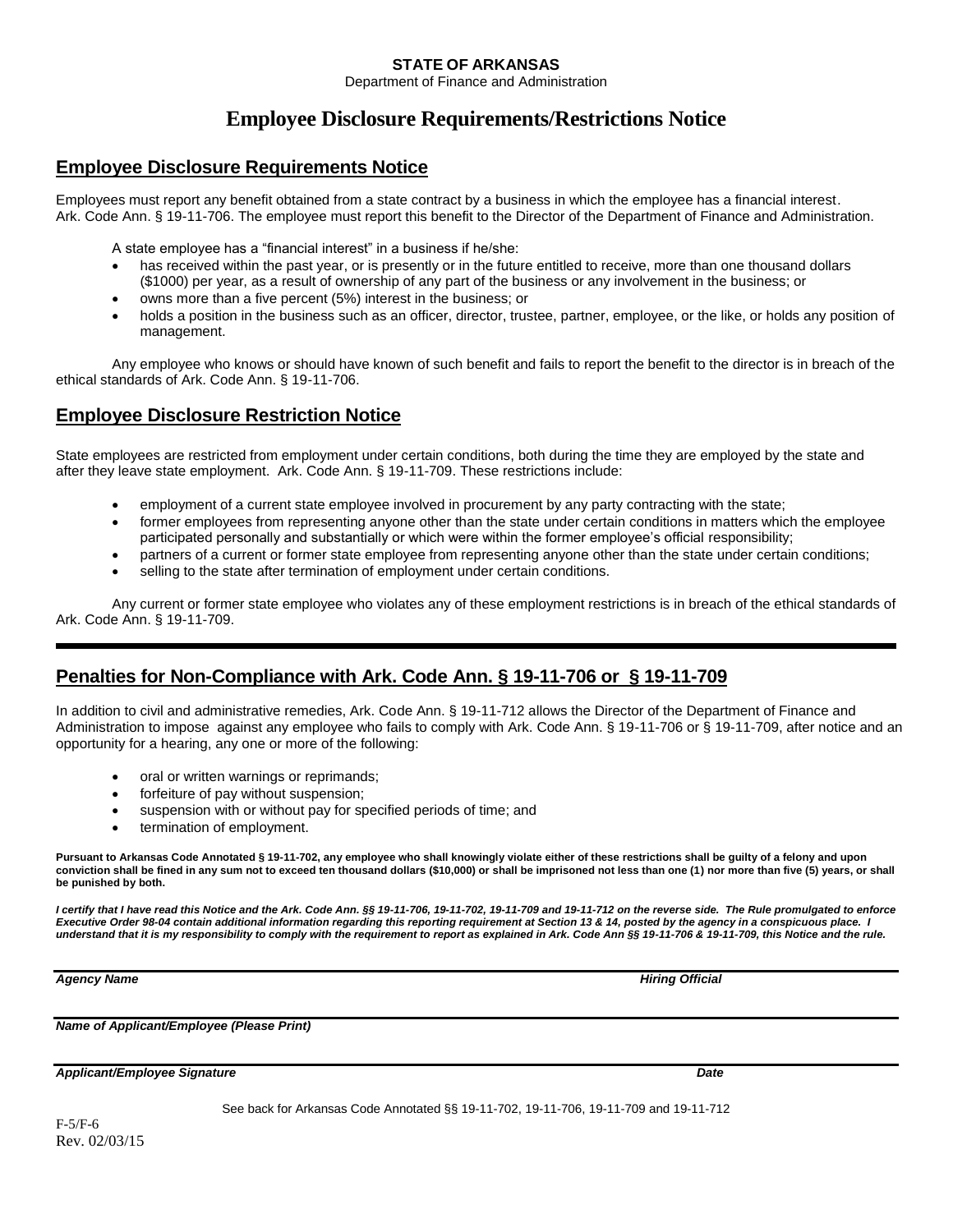**STATE OF ARKANSAS**

Department of Finance and Administration

# Employee Disclosure Requirements/Restrictions Notice

## Employee Disclosure Requirements Notice

Employees must report any benefit obtained from a state contract by a business in which the employee has a financial interest. Ark. Code Ann. § 19-11-706. The employee must report this benefit to the Director of the Department of Finance and Administration.

A state employee has a "financial interest" in a business if he/she:

- has received within the past year, or is presently or in the future entitled to receive, more than one thousand dollars ($1000) per year, as a result of ownership of any part of the business or any involvement in the business; or
- owns more than a five percent (5%) interest in the business; or
- holds a position in the business such as an officer, director, trustee, partner, employee, or the like, or holds any position of management.

Any employee who knows or should have known of such benefit and fails to report the benefit to the director is in breach of the ethical standards of Ark. Code Ann. § 19-11-706.

## Employee Disclosure Restriction Notice

State employees are restricted from employment under certain conditions, both during the time they are employed by the state and after they leave state employment. Ark. Code Ann. § 19-11-709. These restrictions include:

- employment of a current state employee involved in procurement by any party contracting with the state;
- former employees from representing anyone other than the state under certain conditions in matters which the employee participated personally and substantially or which were within the former employee's official responsibility;
- partners of a current or former state employee from representing anyone other than the state under certain conditions;
- selling to the state after termination of employment under certain conditions.

Any current or former state employee who violates any of these employment restrictions is in breach of the ethical standards of Ark. Code Ann. § 19-11-709.

---

## Penalties for Non-Compliance with Ark. Code Ann. § 19-11-706 or § 19-11-709

In addition to civil and administrative remedies, Ark. Code Ann. § 19-11-712 allows the Director of the Department of Finance and Administration to impose against any employee who fails to comply with Ark. Code Ann. § 19-11-706 or § 19-11-709, after notice and an opportunity for a hearing, any one or more of the following:

- oral or written warnings or reprimands;
- forfeiture of pay without suspension;
- suspension with or without pay for specified periods of time; and
- termination of employment.

**Pursuant to Arkansas Code Annotated § 19-11-702, any employee who shall knowingly violate either of these restrictions shall be guilty of a felony and upon conviction shall be fined in any sum not to exceed ten thousand dollars ($10,000) or shall be imprisoned not less than one (1) nor more than five (5) years, or shall be punished by both.**

***I certify that I have read this Notice and the Ark. Code Ann. §§ 19-11-706, 19-11-702, 19-11-709 and 19-11-712 on the reverse side. The Rule promulgated to enforce Executive Order 98-04 contain additional information regarding this reporting requirement at Section 13 & 14, posted by the agency in a conspicuous place. I understand that it is my responsibility to comply with the requirement to report as explained in Ark. Code Ann §§ 19-11-706 & 19-11-709, this Notice and the rule.***

---

***Agency Name*** ***Hiring Official***

---

***Name of Applicant/Employee (Please Print)***

---

***Applicant/Employee Signature*** ***Date***

See back for Arkansas Code Annotated §§ 19-11-702, 19-11-706, 19-11-709 and 19-11-712

F-5/F-6
Rev. 02/03/15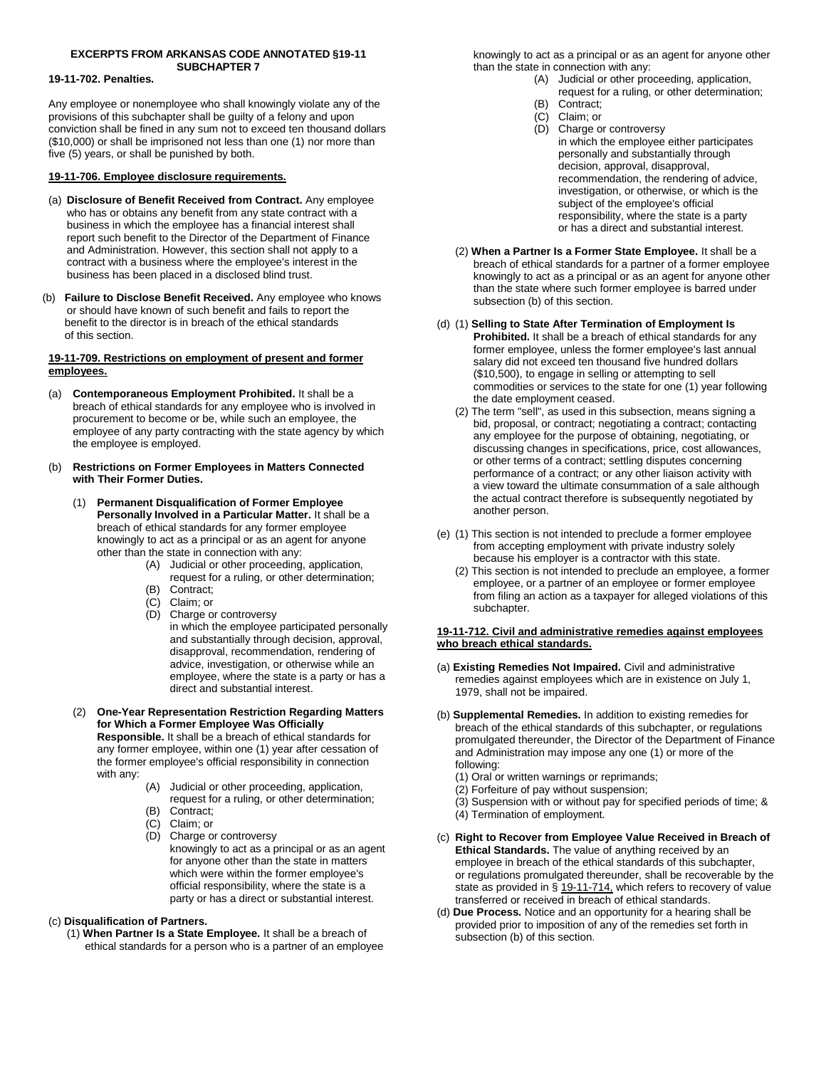**EXCERPTS FROM ARKANSAS CODE ANNOTATED §19-11 SUBCHAPTER 7**

**19-11-702. Penalties.**

Any employee or nonemployee who shall knowingly violate any of the provisions of this subchapter shall be guilty of a felony and upon conviction shall be fined in any sum not to exceed ten thousand dollars ($10,000) or shall be imprisoned not less than one (1) nor more than five (5) years, or shall be punished by both.

**19-11-706. Employee disclosure requirements.**

(a) **Disclosure of Benefit Received from Contract.** Any employee who has or obtains any benefit from any state contract with a business in which the employee has a financial interest shall report such benefit to the Director of the Department of Finance and Administration. However, this section shall not apply to a contract with a business where the employee's interest in the business has been placed in a disclosed blind trust.

(b) **Failure to Disclose Benefit Received.** Any employee who knows or should have known of such benefit and fails to report the benefit to the director is in breach of the ethical standards of this section.

**19-11-709. Restrictions on employment of present and former employees.**

(a) **Contemporaneous Employment Prohibited.** It shall be a breach of ethical standards for any employee who is involved in procurement to become or be, while such an employee, the employee of any party contracting with the state agency by which the employee is employed.

(b) **Restrictions on Former Employees in Matters Connected with Their Former Duties.**

(1) **Permanent Disqualification of Former Employee Personally Involved in a Particular Matter.** It shall be a breach of ethical standards for any former employee knowingly to act as a principal or as an agent for anyone other than the state in connection with any:

- (A) Judicial or other proceeding, application, request for a ruling, or other determination;
- (B) Contract;
- (C) Claim; or
- (D) Charge or controversy

in which the employee participated personally and substantially through decision, approval, disapproval, recommendation, rendering of advice, investigation, or otherwise while an employee, where the state is a party or has a direct and substantial interest.

(2) **One-Year Representation Restriction Regarding Matters for Which a Former Employee Was Officially Responsible.** It shall be a breach of ethical standards for any former employee, within one (1) year after cessation of the former employee's official responsibility in connection with any:

- (A) Judicial or other proceeding, application, request for a ruling, or other determination;
- (B) Contract;
- (C) Claim; or
- (D) Charge or controversy

knowingly to act as a principal or as an agent for anyone other than the state in matters which were within the former employee's official responsibility, where the state is a party or has a direct or substantial interest.

(c) **Disqualification of Partners.**

(1) **When Partner Is a State Employee.** It shall be a breach of ethical standards for a person who is a partner of an employee knowingly to act as a principal or as an agent for anyone other than the state in connection with any:

- (A) Judicial or other proceeding, application, request for a ruling, or other determination;
- (B) Contract;
- (C) Claim; or
- (D) Charge or controversy

in which the employee either participates personally and substantially through decision, approval, disapproval, recommendation, the rendering of advice, investigation, or otherwise, or which is the subject of the employee's official responsibility, where the state is a party or has a direct and substantial interest.

(2) **When a Partner Is a Former State Employee.** It shall be a breach of ethical standards for a partner of a former employee knowingly to act as a principal or as an agent for anyone other than the state where such former employee is barred under subsection (b) of this section.

(d) (1) **Selling to State After Termination of Employment Is Prohibited.** It shall be a breach of ethical standards for any former employee, unless the former employee's last annual salary did not exceed ten thousand five hundred dollars ($10,500), to engage in selling or attempting to sell commodities or services to the state for one (1) year following the date employment ceased.

(2) The term "sell", as used in this subsection, means signing a bid, proposal, or contract; negotiating a contract; contacting any employee for the purpose of obtaining, negotiating, or discussing changes in specifications, price, cost allowances, or other terms of a contract; settling disputes concerning performance of a contract; or any other liaison activity with a view toward the ultimate consummation of a sale although the actual contract therefore is subsequently negotiated by another person.

(e) (1) This section is not intended to preclude a former employee from accepting employment with private industry solely because his employer is a contractor with this state.

(2) This section is not intended to preclude an employee, a former employee, or a partner of an employee or former employee from filing an action as a taxpayer for alleged violations of this subchapter.

**19-11-712. Civil and administrative remedies against employees who breach ethical standards.**

(a) **Existing Remedies Not Impaired.** Civil and administrative remedies against employees which are in existence on July 1, 1979, shall not be impaired.

(b) **Supplemental Remedies.** In addition to existing remedies for breach of the ethical standards of this subchapter, or regulations promulgated thereunder, the Director of the Department of Finance and Administration may impose any one (1) or more of the following:

(1) Oral or written warnings or reprimands;
(2) Forfeiture of pay without suspension;
(3) Suspension with or without pay for specified periods of time; &
(4) Termination of employment.

(c) **Right to Recover from Employee Value Received in Breach of Ethical Standards.** The value of anything received by an employee in breach of the ethical standards of this subchapter, or regulations promulgated thereunder, shall be recoverable by the state as provided in § 19-11-714, which refers to recovery of value transferred or received in breach of ethical standards.

(d) **Due Process.** Notice and an opportunity for a hearing shall be provided prior to imposition of any of the remedies set forth in subsection (b) of this section.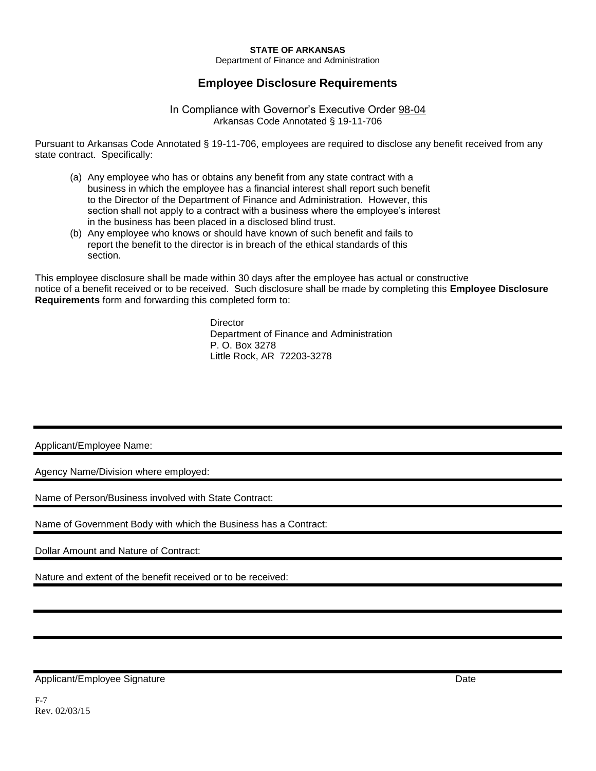**STATE OF ARKANSAS**

Department of Finance and Administration

# Employee Disclosure Requirements

In Compliance with Governor's Executive Order 98-04

Arkansas Code Annotated § 19-11-706

Pursuant to Arkansas Code Annotated § 19-11-706, employees are required to disclose any benefit received from any state contract. Specifically:

(a) Any employee who has or obtains any benefit from any state contract with a business in which the employee has a financial interest shall report such benefit to the Director of the Department of Finance and Administration. However, this section shall not apply to a contract with a business where the employee's interest in the business has been placed in a disclosed blind trust.

(b) Any employee who knows or should have known of such benefit and fails to report the benefit to the director is in breach of the ethical standards of this section.

This employee disclosure shall be made within 30 days after the employee has actual or constructive notice of a benefit received or to be received. Such disclosure shall be made by completing this **Employee Disclosure Requirements** form and forwarding this completed form to:

Director
Department of Finance and Administration
P. O. Box 3278
Little Rock, AR 72203-3278

Applicant/Employee Name:

Agency Name/Division where employed:

Name of Person/Business involved with State Contract:

Name of Government Body with which the Business has a Contract:

Dollar Amount and Nature of Contract:

Nature and extent of the benefit received or to be received:

Applicant/Employee Signature Date

F-7
Rev. 02/03/15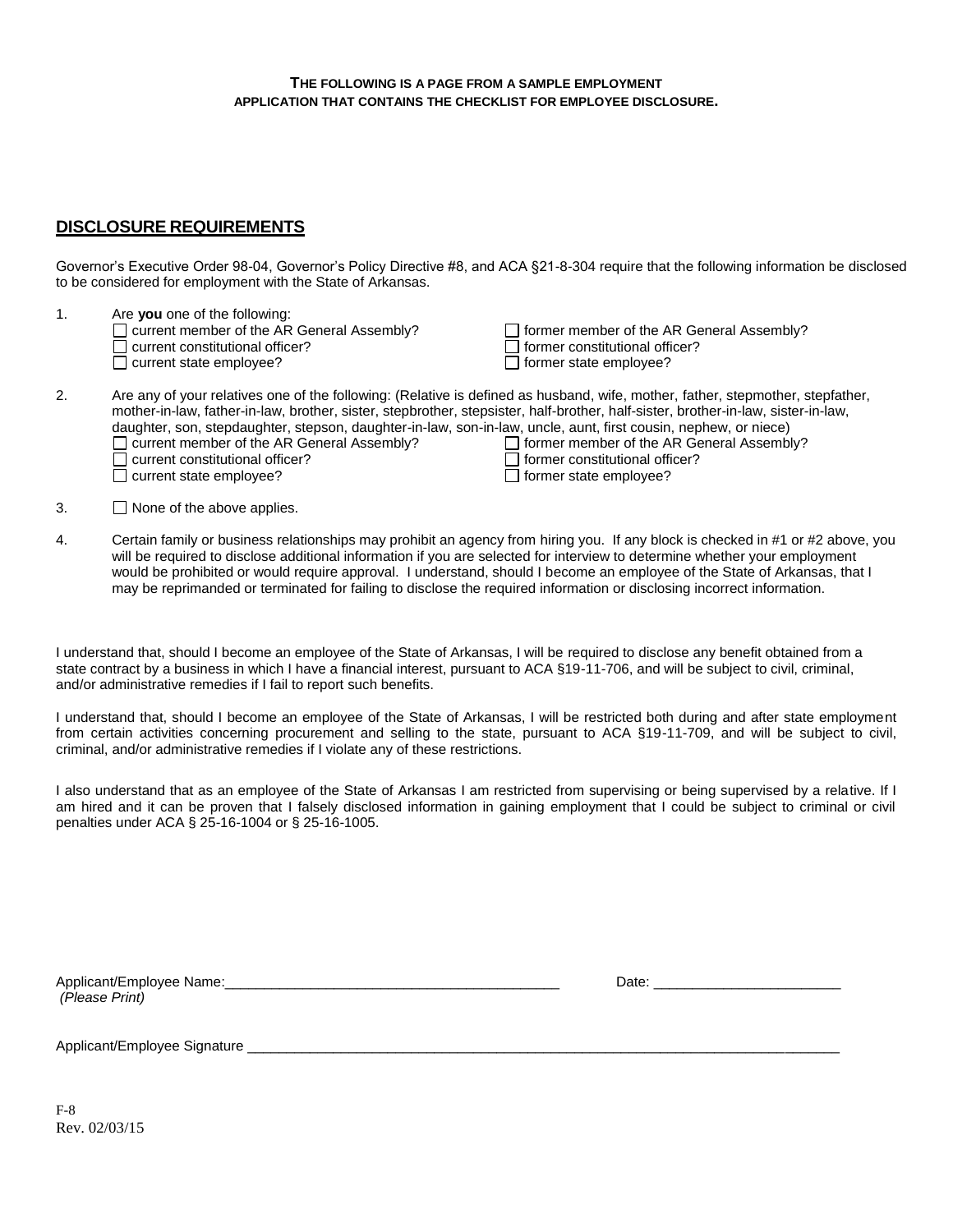**THE FOLLOWING IS A PAGE FROM A SAMPLE EMPLOYMENT APPLICATION THAT CONTAINS THE CHECKLIST FOR EMPLOYEE DISCLOSURE.**

## DISCLOSURE REQUIREMENTS

Governor's Executive Order 98-04, Governor's Policy Directive #8, and ACA §21-8-304 require that the following information be disclosed to be considered for employment with the State of Arkansas.

1. Are **you** one of the following:
   - ☐ current member of the AR General Assembly?
   - ☐ current constitutional officer?
   - ☐ current state employee?
   - ☐ former member of the AR General Assembly?
   - ☐ former constitutional officer?
   - ☐ former state employee?

2. Are any of your relatives one of the following: (Relative is defined as husband, wife, mother, father, stepmother, stepfather, mother-in-law, father-in-law, brother, sister, stepbrother, stepsister, half-brother, half-sister, brother-in-law, sister-in-law, daughter, son, stepdaughter, stepson, daughter-in-law, son-in-law, uncle, aunt, first cousin, nephew, or niece)
   - ☐ current member of the AR General Assembly?
   - ☐ current constitutional officer?
   - ☐ current state employee?
   - ☐ former member of the AR General Assembly?
   - ☐ former constitutional officer?
   - ☐ former state employee?

3. ☐ None of the above applies.

4. Certain family or business relationships may prohibit an agency from hiring you. If any block is checked in #1 or #2 above, you will be required to disclose additional information if you are selected for interview to determine whether your employment would be prohibited or would require approval. I understand, should I become an employee of the State of Arkansas, that I may be reprimanded or terminated for failing to disclose the required information or disclosing incorrect information.

I understand that, should I become an employee of the State of Arkansas, I will be required to disclose any benefit obtained from a state contract by a business in which I have a financial interest, pursuant to ACA §19-11-706, and will be subject to civil, criminal, and/or administrative remedies if I fail to report such benefits.

I understand that, should I become an employee of the State of Arkansas, I will be restricted both during and after state employment from certain activities concerning procurement and selling to the state, pursuant to ACA §19-11-709, and will be subject to civil, criminal, and/or administrative remedies if I violate any of these restrictions.

I also understand that as an employee of the State of Arkansas I am restricted from supervising or being supervised by a relative. If I am hired and it can be proven that I falsely disclosed information in gaining employment that I could be subject to criminal or civil penalties under ACA § 25-16-1004 or § 25-16-1005.

Applicant/Employee Name:___________________________________________ Date: _______________________
*(Please Print)*

Applicant/Employee Signature ______________________________________________________________________________

F-8
Rev. 02/03/15